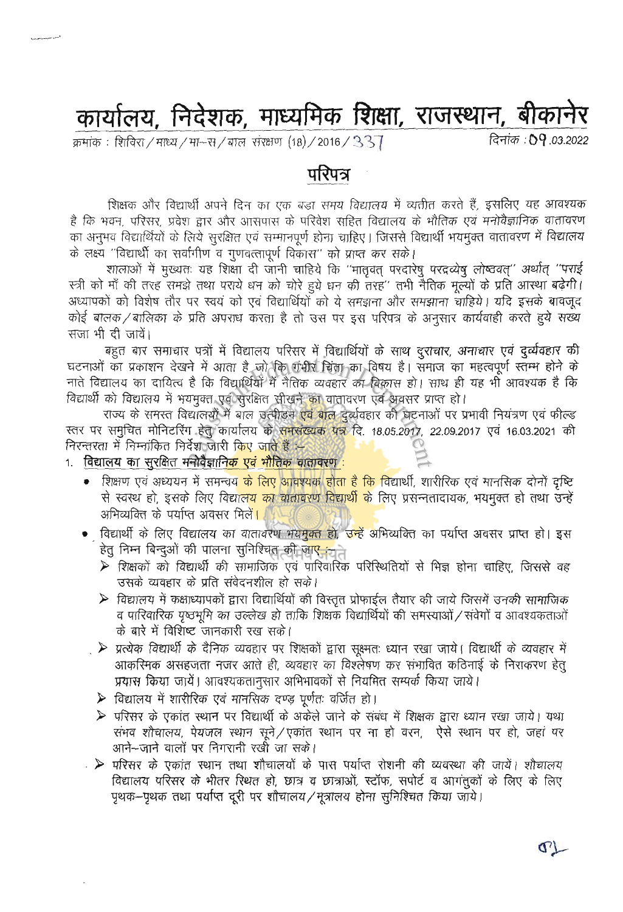# कार्यालय, निदेशक, माध्यमिक शिक्षा, राजस्थान, बीकानेर

क्रमांक : शिविरा/माध्य/मा–स/बाल संरक्षण (18)/2016/337 दिनांक : 09.03.2022

## परिपत्र

शिक्षक और विद्यार्थी अपने दिन का एक बड़ा समय विद्यालय में व्यतीत करते हैं, इसलिए यह आवश्यक है कि भवन, परिसर, प्रवेश द्वार और आसपास के परिवेश सहित विद्यालय के भौतिक एवं मनोवैज्ञानिक वातावरण का अनुभव विद्यार्थियों के लिये सुरक्षित एवं सम्मानपूर्ण होना चाहिए। जिससे विद्यार्थी भयमुक्त वातावरण में विद्यालय के लक्ष्य "विद्यार्थी का सर्वांगीण व गुणवत्तापूर्ण विकास" को प्राप्त कर सके।

शालाओं में मुख्यतः यह शिक्षा दी जानी चाहिये कि "मातृवत् परदारेषु परद्रव्येषु लोष्ठवत्" अर्थात् "पराई स्त्री को माँ की तरह समझे तथा पराये धन को चोरे हुये धन की तरह" तभी नैतिक मूल्यों के प्रति आस्था बढ़ेगी। अध्यापकों को विशेष तौर पर स्वयं को एवं विद्यार्थियों को ये समझाना और समझाना चाहिये। यदि इसके बावजूद कोई बालक/बालिका के प्रति अपराध करता है तो उस पर इस परिपत्र के अनुसार कार्यवाही करते हुये सख्त सजा भी दी जावें।

बहुत बार समाचार पत्रों में विद्यालय परिसर में विद्यार्थियों के साथ दुराचार, अनाचार एवं दुर्व्यवहार की घटनाओं का प्रकाशन देखने में आता है जो कि गंभीर चिंता का विषय है। समाज का महत्वपूर्ण स्तम्भ होने के नाते विद्यालय का दायित्व है कि विद्यार्थियों में नैतिक व्यवहार का विकास हो। साथ ही यह भी आवश्यक है कि विद्यार्थी को विद्यालय में भयमुक्त एवं सुरक्षित सीखने का वातावरण एवं अवसर प्राप्त हो।

राज्य के समस्त विद्यालयों में बाल उत्पीड़न एवं बाल दुर्व्यवहार की घटनाओं पर प्रभावी नियंत्रण एवं फील्ड स्तर पर समुचित मोनिटरिंग हेतु कार्यालय के समसंख्यक पत्र दि. 18.05.2017, 22.09.2017 एवं 16.03.2021 की निरन्तरता में निम्नांकित निर्देश जारी किए जाते हैं :–

1. **विद्यालय का सुरक्षित मनोवैज्ञानिक एवं भौतिक वातावरण :**
   - शिक्षण एवं अध्ययन में समन्वय के लिए आवश्यक होता है कि विद्यार्थी, शारीरिक एवं मानसिक दोनों दृष्टि से स्वस्थ हो, इसके लिए विद्यालय का वातावरण विद्यार्थी के लिए प्रसन्नतादायक, भयमुक्त हो तथा उन्हें अभिव्यक्ति के पर्याप्त अवसर मिलें।
   - विद्यार्थी के लिए विद्यालय का वातावरण भयमुक्त हो, उन्हें अभिव्यक्ति का पर्याप्त अवसर प्राप्त हो। इस हेतु निम्न बिन्दुओं की पालना सुनिश्चित की जाए :–
     - शिक्षकों को विद्यार्थी की सामाजिक एवं पारिवारिक परिस्थितियों से भिज्ञ होना चाहिए, जिससे वह उसके व्यवहार के प्रति संवेदनशील हो सके।
     - विद्यालय में कक्षाध्यापकों द्वारा विद्यार्थियों की विस्तृत प्रोफाईल तैयार की जाये जिसमें उनकी सामाजिक व पारिवारिक पृष्ठभूमि का उल्लेख हो ताकि शिक्षक विद्यार्थियों की समस्याओं/संवेगों व आवश्यकताओं के बारे में विशिष्ट जानकारी रख सके।
     - प्रत्येक विद्यार्थी के दैनिक व्यवहार पर शिक्षकों द्वारा सूक्ष्मतः ध्यान रखा जाये। विद्यार्थी के व्यवहार में आकस्मिक असहजता नजर आते ही, व्यवहार का विश्लेषण कर संभावित कठिनाई के निराकरण हेतु प्रयास किया जाये। आवश्यकतानुसार अभिभावकों से नियमित सम्पर्क किया जाये।
     - विद्यालय में शारीरिक एवं मानसिक दण्ड पूर्णतः वर्जित हो।
     - परिसर के एकांत स्थान पर विद्यार्थी के अकेले जाने के संबंध में शिक्षक द्वारा ध्यान रखा जाये। यथा संभव शौचालय, पेयजल स्थान सूने/एकांत स्थान पर ना हो वरन, ऐसे स्थान पर हो, जहां पर आने–जाने वालों पर निगरानी रखी जा सके।
     - परिसर के एकांत स्थान तथा शौचालयों के पास पर्याप्त रोशनी की व्यवस्था की जायें। शौचालय विद्यालय परिसर के भीतर स्थित हो, छात्र व छात्राओं, स्टॉफ, सपोर्ट व आगंतुकों के लिए के लिए पृथक–पृथक तथा पर्याप्त दूरी पर शौचालय/मूत्रालय होना सुनिश्चित किया जाये।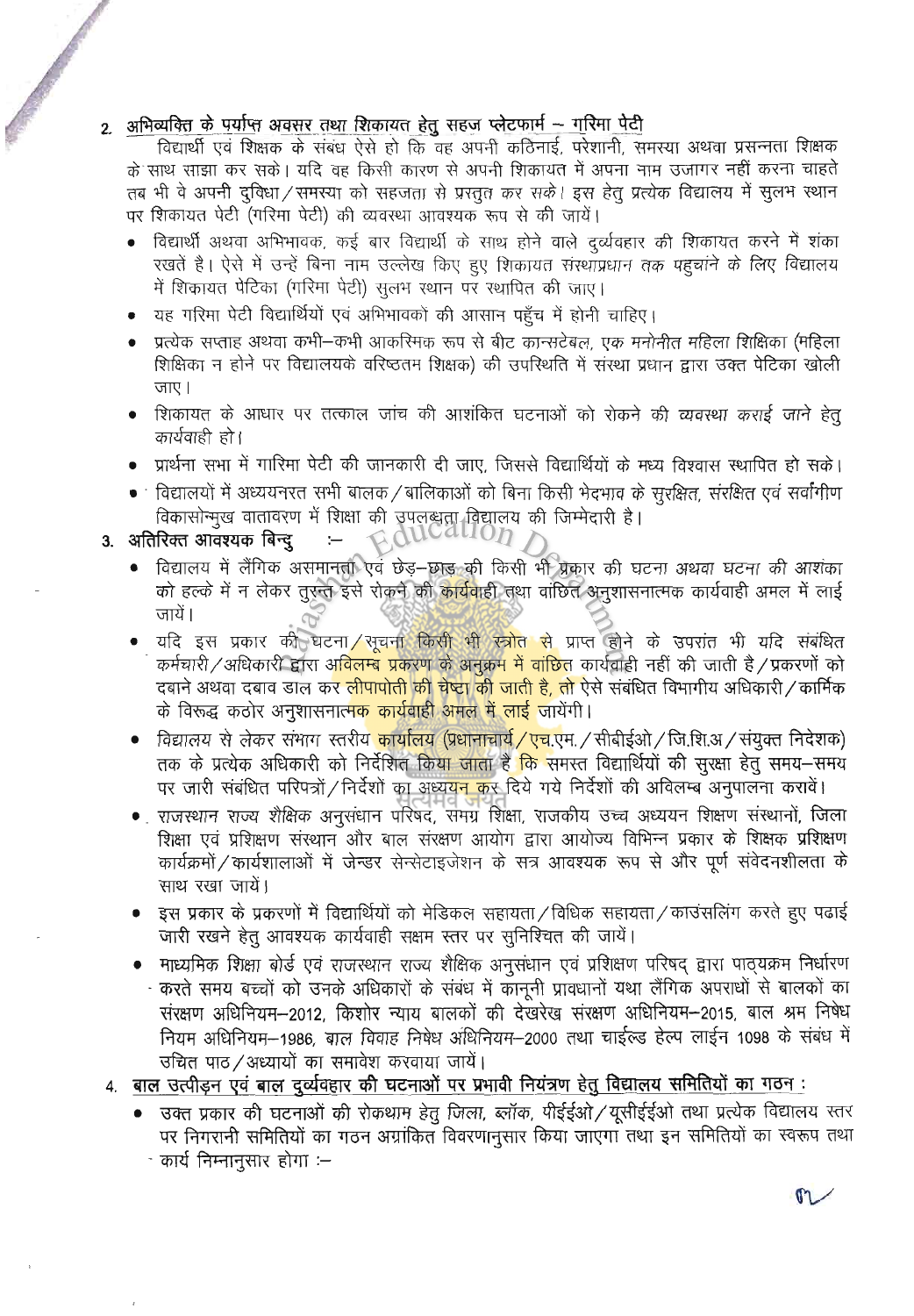2. <u>अभिव्यक्ति के पर्याप्त अवसर तथा शिकायत हेतु सहज प्लेटफार्म – गरिमा पेटी</u>

विद्यार्थी एवं शिक्षक के संबंध ऐसे हो कि वह अपनी कठिनाई, परेशानी, समस्या अथवा प्रसन्नता शिक्षक के साथ साझा कर सके। यदि वह किसी कारण से अपनी शिकायत में अपना नाम उजागर नहीं करना चाहते तब भी वे अपनी दुविधा/समस्या को सहजता से प्रस्तुत कर सके। इस हेतु प्रत्येक विद्यालय में सुलभ स्थान पर शिकायत पेटी (गरिमा पेटी) की व्यवस्था आवश्यक रूप से की जायें।

- विद्यार्थी अथवा अभिभावक, कई बार विद्यार्थी के साथ होने वाले दुर्व्यवहार की शिकायत करने में शंका रखते है। ऐसे में उन्हें बिना नाम उल्लेख किए हुए शिकायत संस्थाप्रधान तक पहुचाने के लिए विद्यालय में शिकायत पेटिका (गरिमा पेटी) सुलभ स्थान पर स्थापित की जाए।
- यह गरिमा पेटी विद्यार्थियों एवं अभिभावकों की आसान पहुँच में होनी चाहिए।
- प्रत्येक सप्ताह अथवा कभी–कभी आकस्मिक रूप से बीट कान्सटेबल, एक मनोनीत महिला शिक्षिका (महिला शिक्षिका न होने पर विद्यालयके वरिष्ठतम शिक्षक) की उपस्थिति में संस्था प्रधान द्वारा उक्त पेटिका खोली जाए।
- शिकायत के आधार पर तत्काल जांच की आशंकित घटनाओं को रोकने की व्यवस्था कराई जाने हेतु कार्यवाही हो।
- प्रार्थना सभा में गारिमा पेटी की जानकारी दी जाए, जिससे विद्यार्थियों के मध्य विश्वास स्थापित हो सके।
- विद्यालयों में अध्ययनरत सभी बालक/बालिकाओं को बिना किसी भेदभाव के सुरक्षित, संरक्षित एवं सर्वांगीण विकासोन्मुख वातावरण में शिक्षा की उपलब्धता विद्यालय की जिम्मेदारी है।

3. **अतिरिक्त आवश्यक बिन्दु :–**

- विद्यालय में लैंगिक असमानता एवं छेड़–छाड़ की किसी भी प्रकार की घटना अथवा घटना की आशंका को हल्के में न लेकर तुरन्त इसे रोकने की कार्यवाही तथा वांछित अनुशासनात्मक कार्यवाही अमल में लाई जायें।
- यदि इस प्रकार की घटना/सूचना किसी भी स्त्रोत से प्राप्त होने के उपरांत भी यदि संबंधित कर्मचारी/अधिकारी द्वारा अविलम्ब प्रकरण के अनुक्रम में वांछित कार्यवाही नहीं की जाती है/प्रकरणों को दबाने अथवा दबाव डाल कर लीपापोती की चेष्टा की जाती है, तो ऐसे संबंधित विभागीय अधिकारी/कार्मिक के विरूद्ध कठोर अनुशासनात्मक कार्यवाही अमल में लाई जायेंगी।
- विद्यालय से लेकर संभाग स्तरीय कार्यालय (प्रधानाचार्य/एच.एम./सीबीईओ/जि.शि.अ/संयुक्त निदेशक) तक के प्रत्येक अधिकारी को निर्देशित किया जाता है कि समस्त विद्यार्थियों की सुरक्षा हेतु समय–समय पर जारी संबंधित परिपत्रों/निर्देशों का अध्ययन कर दिये गये निर्देशों की अविलम्ब अनुपालना करावें।
- राजस्थान राज्य शैक्षिक अनुसंधान परिषद, समग्र शिक्षा, राजकीय उच्च अध्ययन शिक्षण संस्थानों, जिला शिक्षा एवं प्रशिक्षण संस्थान और बाल संरक्षण आयोग द्वारा आयोज्य विभिन्न प्रकार के शिक्षक प्रशिक्षण कार्यक्रमों/कार्यशालाओं में जेन्डर सेन्सेटाइजेशन के सत्र आवश्यक रूप से और पूर्ण संवेदनशीलता के साथ रखा जायें।
- इस प्रकार के प्रकरणों में विद्यार्थियों को मेडिकल सहायता/विधिक सहायता/काउंसलिंग करते हुए पढाई जारी रखने हेतु आवश्यक कार्यवाही सक्षम स्तर पर सुनिश्चित की जायें।
- माध्यमिक शिक्षा बोर्ड एवं राजस्थान राज्य शैक्षिक अनुसंधान एवं प्रशिक्षण परिषद् द्वारा पाठ्यक्रम निर्धारण करते समय बच्चों को उनके अधिकारों के संबंध में कानूनी प्रावधानों यथा लैंगिक अपराधों से बालकों का संरक्षण अधिनियम–2012, किशोर न्याय बालकों की देखरेख संरक्षण अधिनियम–2015, बाल श्रम निषेध नियम अधिनियम–1986, बाल विवाह निषेध अधिनियम–2000 तथा चाईल्ड हेल्प लाईन 1098 के संबंध में उचित पाठ/अध्यायों का समावेश करवाया जायें।

4. **<u>बाल उत्पीड़न एवं बाल दुर्व्यवहार की घटनाओं पर प्रभावी नियंत्रण हेतु विद्यालय समितियों का गठन</u> :**

- उक्त प्रकार की घटनाओं की रोकथाम हेतु जिला, ब्लॉक, पीईईओ/यूसीईईओ तथा प्रत्येक विद्यालय स्तर पर निगरानी समितियों का गठन अग्रांकित विवरणानुसार किया जाएगा तथा इन समितियों का स्वरूप तथा कार्य निम्नानुसार होगा :–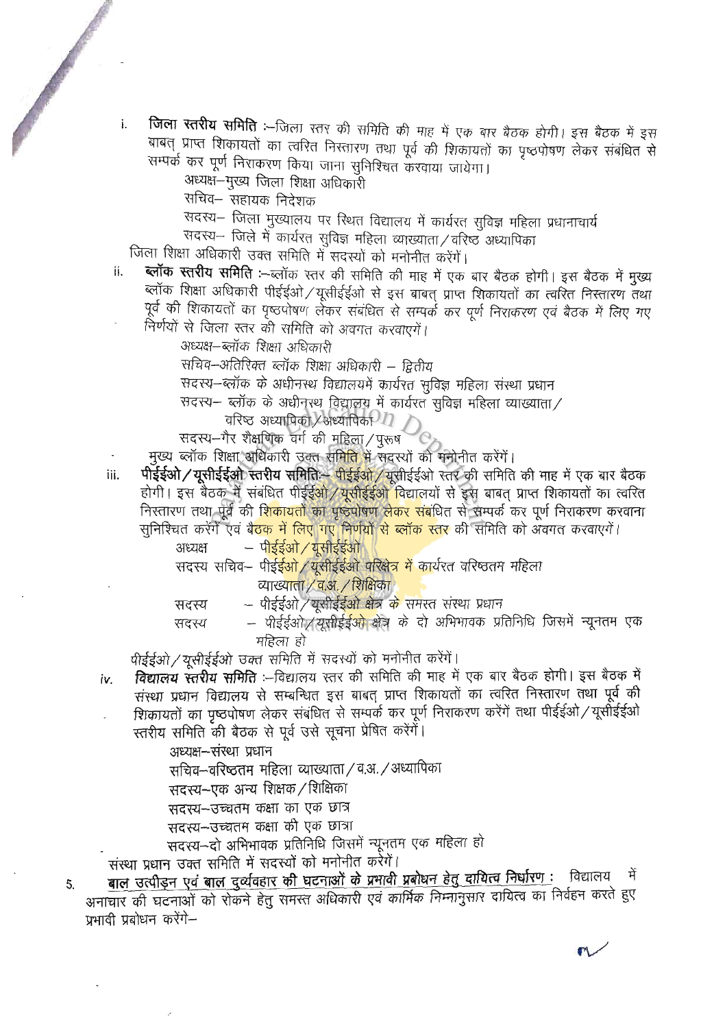i. **जिला स्तरीय समिति** :–जिला स्तर की समिति की माह में एक बार बैठक होगी। इस बैठक में इस बाबत् प्राप्त शिकायतों का त्वरित निस्तारण तथा पूर्व की शिकायतों का पृष्ठपोषण लेकर संबंधित से सम्पर्क कर पूर्ण निराकरण किया जाना सुनिश्चित करवाया जायेगा।

   अध्यक्ष–मुख्य जिला शिक्षा अधिकारी

   सचिव– सहायक निदेशक

   सदस्य– जिला मुख्यालय पर स्थित विद्यालय में कार्यरत सुविज्ञ महिला प्रधानाचार्य

   सदस्य– जिले में कार्यरत सुविज्ञ महिला व्याख्याता/वरिष्ठ अध्यापिका

   जिला शिक्षा अधिकारी उक्त समिति में सदस्यों को मनोनीत करेंगें।

ii. **ब्लॉक स्तरीय समिति** :–ब्लॉक स्तर की समिति की माह में एक बार बैठक होगी। इस बैठक में मुख्य ब्लॉक शिक्षा अधिकारी पीईईओ/यूसीईईओ से इस बाबत् प्राप्त शिकायतों का त्वरित निस्तारण तथा पूर्व की शिकायतों का पृष्ठपोषण लेकर संबंधित से सम्पर्क कर पूर्ण निराकरण एवं बैठक में लिए गए निर्णयों से जिला स्तर की समिति को अवगत करवाएगें।

   अध्यक्ष–ब्लॉक शिक्षा अधिकारी

   सचिव–अतिरिक्त ब्लॉक शिक्षा अधिकारी – द्वितीय

   सदस्य–ब्लॉक के अधीनस्थ विद्यालयमें कार्यरत सुविज्ञ महिला संस्था प्रधान

   सदस्य– ब्लॉक के अधीनस्थ विद्यालय में कार्यरत सुविज्ञ महिला व्याख्याता/वरिष्ठ अध्यापिका/अध्यापिका

   सदस्य–गैर शैक्षणिक वर्ग की महिला/पुरूष

   मुख्य ब्लॉक शिक्षा अधिकारी उक्त समिति में सदस्यों को मनोनीत करेंगें।

iii. **पीईईओ/यूसीईईओ स्तरीय समिति**:– पीईईओ/यूसीईईओ स्तर की समिति की माह में एक बार बैठक होगी। इस बैठक में संबंधित पीईईओ/यूसीईईओ विद्यालयों से इस बाबत् प्राप्त शिकायतों का त्वरित निस्तारण तथा पूर्व की शिकायतों का पृष्ठपोषण लेकर संबंधित से सम्पर्क कर पूर्ण निराकरण करवाना सुनिश्चित करेंगें एवं बैठक में लिए गए निर्णयों से ब्लॉक स्तर की समिति को अवगत करवाएगें।

   अध्यक्ष – पीईईओ/यूसीईईओ

   सदस्य सचिव– पीईईओ/यूसीईईओ परिक्षेत्र में कार्यरत वरिष्ठतम महिला व्याख्याता/व.अ./शिक्षिका

   सदस्य – पीईईओ/यूसीईईओ क्षेत्र के समस्त संस्था प्रधान

   सदस्य – पीईईओ/यूसीईईओ क्षेत्र के दो अभिभावक प्रतिनिधि जिसमें न्यूनतम एक महिला हो

   पीईईओ/यूसीईईओ उक्त समिति में सदस्यों को मनोनीत करेंगें।

iv. **विद्यालय स्तरीय समिति** :–विद्यालय स्तर की समिति की माह में एक बार बैठक होगी। इस बैठक में संस्था प्रधान विद्यालय से सम्बन्धित इस बाबत् प्राप्त शिकायतों का त्वरित निस्तारण तथा पूर्व की शिकायतों का पृष्ठपोषण लेकर संबंधित से सम्पर्क कर पूर्ण निराकरण करेंगें तथा पीईईओ/यूसीईईओ स्तरीय समिति की बैठक से पूर्व उसे सूचना प्रेषित करेंगें।

   अध्यक्ष–संस्था प्रधान

   सचिव–वरिष्ठतम महिला व्याख्याता/व.अ./अध्यापिका

   सदस्य–एक अन्य शिक्षक/शिक्षिका

   सदस्य–उच्चतम कक्षा का एक छात्र

   सदस्य–उच्चतम कक्षा की एक छात्रा

   सदस्य–दो अभिभावक प्रतिनिधि जिसमें न्यूनतम एक महिला हो

   संस्था प्रधान उक्त समिति में सदस्यों को मनोनीत करेंगें।

5. **<u>बाल उत्पीड़न एवं बाल दुर्व्यवहार की घटनाओं के प्रभावी प्रबोधन हेतु दायित्व निर्धारण</u> :** विद्यालय में अनाचार की घटनाओं को रोकने हेतु समस्त अधिकारी एवं कार्मिक निम्नानुसार दायित्व का निर्वहन करते हुए प्रभावी प्रबोधन करेंगे–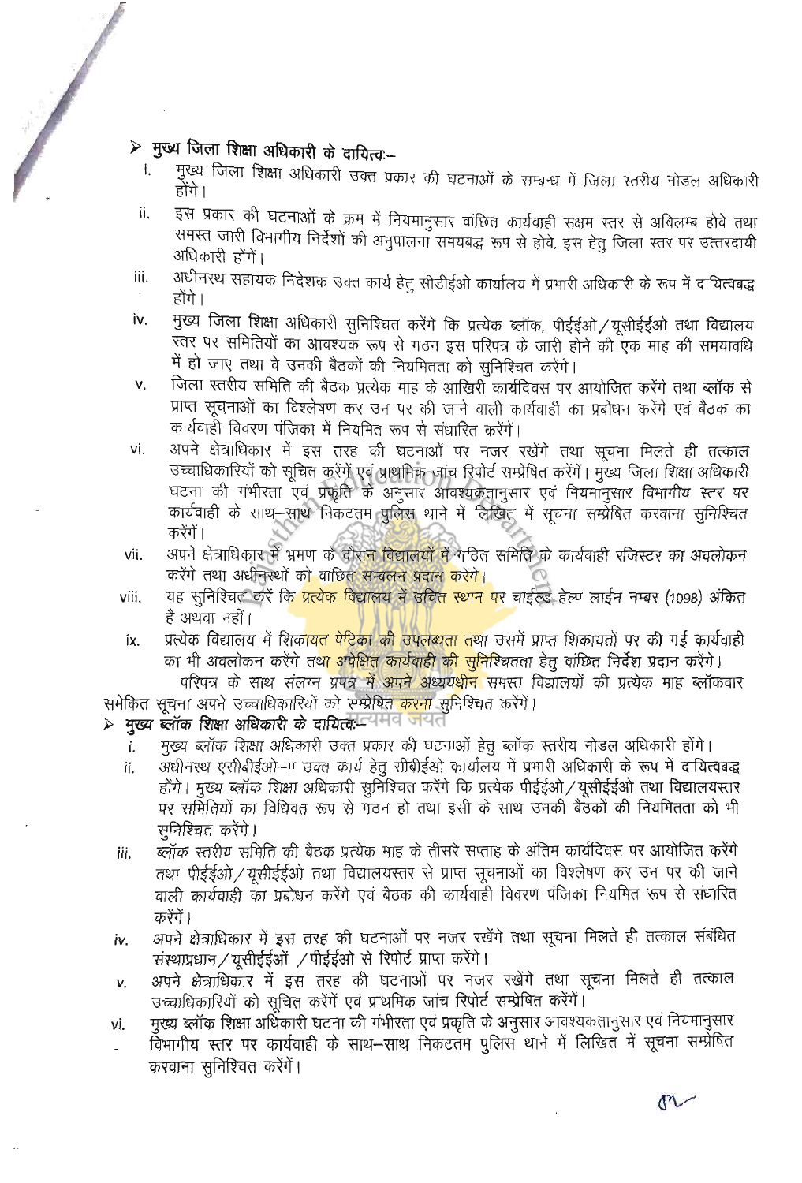> ➢ **मुख्य जिला शिक्षा अधिकारी के दायित्वः–**

i. मुख्य जिला शिक्षा अधिकारी उक्त प्रकार की घटनाओं के सम्बन्ध में जिला स्तरीय नोडल अधिकारी होंगे।

ii. इस प्रकार की घटनाओं के क्रम में नियमानुसार वांछित कार्यवाही सक्षम स्तर से अविलम्ब होवे तथा समस्त जारी विभागीय निर्देशों की अनुपालना समयबद्ध रूप से होवे, इस हेतु जिला स्तर पर उत्तरदायी अधिकारी होंगे।

iii. अधीनस्थ सहायक निदेशक उक्त कार्य हेतु सीडीईओ कार्यालय में प्रभारी अधिकारी के रूप में दायित्वबद्ध होंगे।

iv. मुख्य जिला शिक्षा अधिकारी सुनिश्चित करेंगे कि प्रत्येक ब्लॉक, पीईईओ/यूसीईईओ तथा विद्यालय स्तर पर समितियों का आवश्यक रूप से गठन इस परिपत्र के जारी होने की एक माह की समयावधि में हो जाए तथा वे उनकी बैठकों की नियमितता को सुनिश्चित करेंगे।

v. जिला स्तरीय समिति की बैठक प्रत्येक माह के आखिरी कार्यदिवस पर आयोजित करेंगे तथा ब्लॉक से प्राप्त सूचनाओं का विश्लेषण कर उन पर की जाने वाली कार्यवाही का प्रबोधन करेंगे एवं बैठक का कार्यवाही विवरण पंजिका में नियमित रूप से संधारित करेंगे।

vi. अपने क्षेत्राधिकार में इस तरह की घटनाओं पर नजर रखेंगे तथा सूचना मिलते ही तत्काल उच्चाधिकारियों को सूचित करेंगे एवं प्राथमिक जांच रिपोर्ट सम्प्रेषित करेंगे। मुख्य जिला शिक्षा अधिकारी घटना की गंभीरता एवं प्रकृति के अनुसार आवश्यकतानुसार एवं नियमानुसार विभागीय स्तर पर कार्यवाही के साथ–साथ निकटतम पुलिस थाने में लिखित में सूचना सम्प्रेषित करवाना सुनिश्चित करेंगे।

vii. अपने क्षेत्राधिकार में भ्रमण के दौरान विद्यालयों में गठित समिति के कार्यवाही रजिस्टर का अवलोकन करेंगे तथा अधीनस्थों को वांछित सम्बलन प्रदान करेंगे।

viii. यह सुनिश्चित करें कि प्रत्येक विद्यालय में उचित स्थान पर चाईल्ड हेल्प लाईन नम्बर (1098) अंकित है अथवा नहीं।

ix. प्रत्येक विद्यालय में शिकायत पेटिका की उपलब्धता तथा उसमें प्राप्त शिकायतों पर की गई कार्यवाही का भी अवलोकन करेंगे तथा अपेक्षित कार्यवाही की सुनिश्चितता हेतु वांछित निर्देश प्रदान करेंगे।

परिपत्र के साथ संलग्न प्रपत्र में अपने अध्ययधीन समस्त विद्यालयों की प्रत्येक माह ब्लॉकवार समेकित सूचना अपने उच्चाधिकारियों को सम्प्रेषित करना सुनिश्चित करेंगे।

> ➢ ***मुख्य ब्लॉक शिक्षा अधिकारी के दायित्वः–***

i. मुख्य ब्लॉक शिक्षा अधिकारी उक्त प्रकार की घटनाओं हेतु ब्लॉक स्तरीय नोडल अधिकारी होंगे।

ii. अधीनस्थ एसीबीईओ–II उक्त कार्य हेतु सीबीईओ कार्यालय में प्रभारी अधिकारी के रूप में दायित्वबद्ध होंगे। मुख्य ब्लॉक शिक्षा अधिकारी सुनिश्चित करेंगे कि प्रत्येक पीईईओ/यूसीईईओ तथा विद्यालयस्तर पर समितियों का विधिवत रूप से गठन हो तथा इसी के साथ उनकी बैठकों की नियमितता को भी सुनिश्चित करेंगे।

iii. ब्लॉक स्तरीय समिति की बैठक प्रत्येक माह के तीसरे सप्ताह के अंतिम कार्यदिवस पर आयोजित करेंगे तथा पीईईओ/यूसीईईओ तथा विद्यालयस्तर से प्राप्त सूचनाओं का विश्लेषण कर उन पर की जाने वाली कार्यवाही का प्रबोधन करेंगे एवं बैठक की कार्यवाही विवरण पंजिका नियमित रूप से संधारित करेंगे।

iv. अपने क्षेत्राधिकार में इस तरह की घटनाओं पर नजर रखेंगे तथा सूचना मिलते ही तत्काल संबंधित संस्थाप्रधान/यूसीईईओं /पीईईओ से रिपोर्ट प्राप्त करेंगे।

v. अपने क्षेत्राधिकार में इस तरह की घटनाओं पर नजर रखेंगे तथा सूचना मिलते ही तत्काल उच्चाधिकारियों को सूचित करेंगें एवं प्राथमिक जांच रिपोर्ट सम्प्रेषित करेंगें।

vi. मुख्य ब्लॉक शिक्षा अधिकारी घटना की गंभीरता एवं प्रकृति के अनुसार आवश्यकतानुसार एवं नियमानुसार विभागीय स्तर पर कार्यवाही के साथ–साथ निकटतम पुलिस थाने में लिखित में सूचना सम्प्रेषित करवाना सुनिश्चित करेंगें।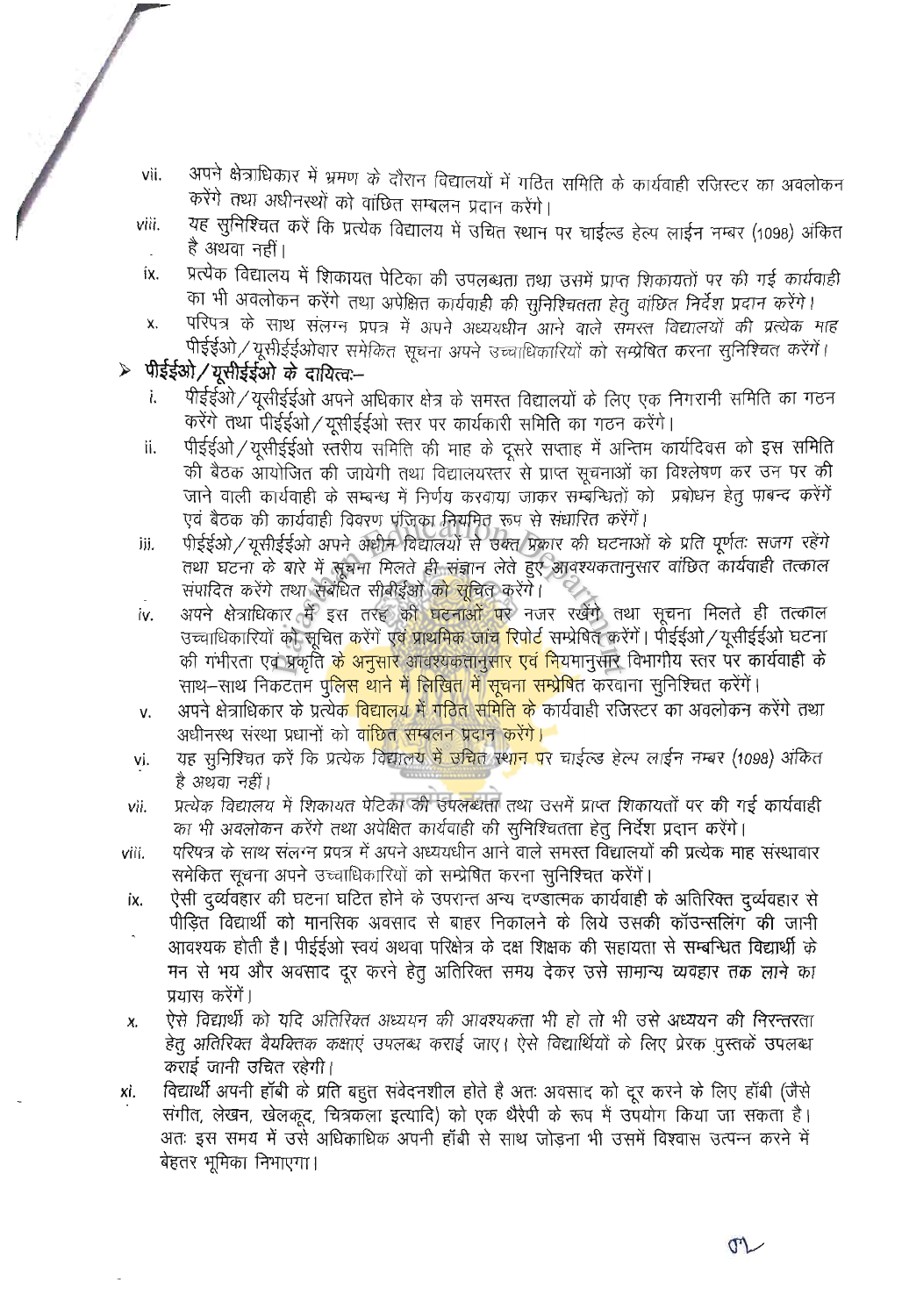vii. अपने क्षेत्राधिकार में भ्रमण के दौरान विद्यालयों में गठित समिति के कार्यवाही रजिस्टर का अवलोकन करेंगे तथा अधीनस्थों को वांछित सम्बलन प्रदान करेंगे।

viii. यह सुनिश्चित करें कि प्रत्येक विद्यालय में उचित स्थान पर चाईल्ड हेल्प लाईन नम्बर (1098) अंकित है अथवा नहीं।

ix. प्रत्येक विद्यालय में शिकायत पेटिका की उपलब्धता तथा उसमें प्राप्त शिकायतों पर की गई कार्यवाही का भी अवलोकन करेंगे तथा अपेक्षित कार्यवाही की सुनिश्चितता हेतु वांछित निर्देश प्रदान करेंगे।

x. परिपत्र के साथ संलग्न प्रपत्र में अपने अध्ययधीन आने वाले समस्त विद्यालयों की प्रत्येक माह पीईईओ/यूसीईईओवार समेकित सूचना अपने उच्चाधिकारियों को सम्प्रेषित करना सुनिश्चित करेंगे।

## ➢ पीईईओ/यूसीईईओ के दायित्वः–

i. पीईईओ/यूसीईईओ अपने अधिकार क्षेत्र के समस्त विद्यालयों के लिए एक निगरानी समिति का गठन करेंगे तथा पीईईओ/यूसीईईओ स्तर पर कार्यकारी समिति का गठन करेंगे।

ii. पीईईओ/यूसीईईओ स्तरीय समिति की माह के दूसरे सप्ताह में अन्तिम कार्यदिवस को इस समिति की बैठक आयोजित की जायेगी तथा विद्यालयस्तर से प्राप्त सूचनाओं का विश्लेषण कर उन पर की जाने वाली कार्यवाही के सम्बन्ध में निर्णय करवाया जाकर सम्बन्धितों को प्रबोधन हेतु पाबन्द करेंगे एवं बैठक की कार्यवाही विवरण पंजिका नियमित रूप से संधारित करेंगे।

iii. पीईईओ/यूसीईईओ अपने अधीन विद्यालयों से उक्त प्रकार की घटनाओं के प्रति पूर्णतः सजग रहेंगे तथा घटना के बारे में सूचना मिलते ही संज्ञान लेते हुए आवश्यकतानुसार वांछित कार्यवाही तत्काल संपादित करेंगे तथा संबंधित सीबीईओ को सूचित करेंगे।

iv. अपने क्षेत्राधिकार में इस तरह की घटनाओं पर नजर रखेंगे तथा सूचना मिलते ही तत्काल उच्चाधिकारियों को सूचित करेंगे एवं प्राथमिक जांच रिपोर्ट सम्प्रेषित करेंगे। पीईईओ/यूसीईईओ घटना की गंभीरता एवं प्रकृति के अनुसार आवश्यकतानुसार एवं नियमानुसार विभागीय स्तर पर कार्यवाही के साथ–साथ निकटतम पुलिस थाने में लिखित में सूचना सम्प्रेषित करवाना सुनिश्चित करेंगे।

v. अपने क्षेत्राधिकार के प्रत्येक विद्यालय में गठित समिति के कार्यवाही रजिस्टर का अवलोकन करेंगे तथा अधीनस्थ संस्था प्रधानों को वांछित सम्बलन प्रदान करेंगे।

vi. यह सुनिश्चित करें कि प्रत्येक विद्यालय में उचित स्थान पर चाईल्ड हेल्प लाईन नम्बर (1098) अंकित है अथवा नहीं।

vii. प्रत्येक विद्यालय में शिकायत पेटिका की उपलब्धता तथा उसमें प्राप्त शिकायतों पर की गई कार्यवाही का भी अवलोकन करेंगे तथा अपेक्षित कार्यवाही की सुनिश्चितता हेतु निर्देश प्रदान करेंगे।

viii. परिपत्र के साथ संलग्न प्रपत्र में अपने अध्ययधीन आने वाले समस्त विद्यालयों की प्रत्येक माह संस्थावार समेकित सूचना अपने उच्चाधिकारियों को सम्प्रेषित करना सुनिश्चित करेंगे।

ix. ऐसी दुर्व्यवहार की घटना घटित होने के उपरान्त अन्य दण्डात्मक कार्यवाही के अतिरिक्त दुर्व्यवहार से पीड़ित विद्यार्थी को मानसिक अवसाद से बाहर निकालने के लिये उसकी कॉउन्सलिंग की जानी आवश्यक होती है। पीईईओ स्वयं अथवा परिक्षेत्र के दक्ष शिक्षक की सहायता से सम्बन्धित विद्यार्थी के मन से भय और अवसाद दूर करने हेतु अतिरिक्त समय देकर उसे सामान्य व्यवहार तक लाने का प्रयास करेंगें।

x. ऐसे विद्यार्थी को यदि अतिरिक्त अध्ययन की आवश्यकता भी हो तो भी उसे अध्ययन की निरन्तरता हेतु अतिरिक्त वैयक्तिक कक्षाएं उपलब्ध कराई जाए। ऐसे विद्यार्थियों के लिए प्रेरक पुस्तकें उपलब्ध कराई जानी उचित रहेगी।

xi. विद्यार्थी अपनी हॉबी के प्रति बहुत संवेदनशील होते है अतः अवसाद को दूर करने के लिए हॉबी (जैसे संगीत, लेखन, खेलकूद, चित्रकला इत्यादि) को एक थैरेपी के रूप में उपयोग किया जा सकता है। अतः इस समय में उसे अधिकाधिक अपनी हॉबी से साथ जोड़ना भी उसमें विश्वास उत्पन्न करने में बेहतर भूमिका निभाएगा।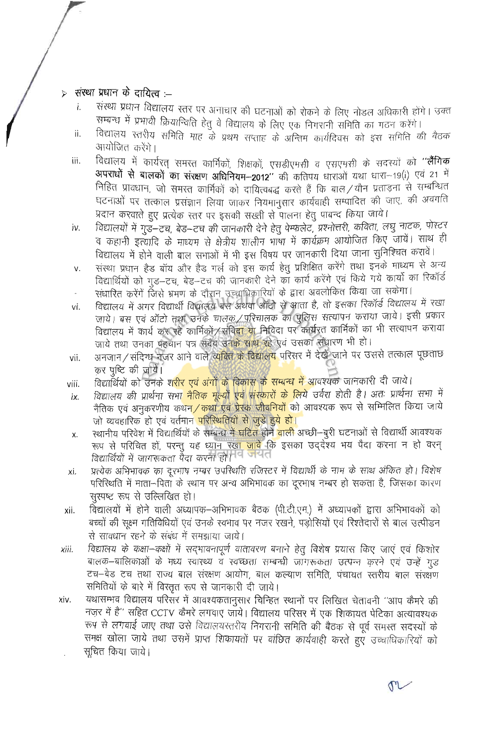➢ **संस्था प्रधान के दायित्व :–**

i. संस्था प्रधान विद्यालय स्तर पर अनाचार की घटनाओं को रोकने के लिए नोडल अधिकारी होंगे। उक्त सम्बन्ध में प्रभावी क्रियान्विति हेतु वे विद्यालय के लिए एक निगरानी समिति का गठन करेंगे।

ii. विद्यालय स्तरीय समिति माह के प्रथम सप्ताह के अन्तिम कार्यदिवस को इस समिति की बैठक आयोजित करेंगे।

iii. विद्यालय में कार्यरत् समस्त कार्मिकों, शिक्षकों, एसडीएमसी व एसएमसी के सदस्यों को **"लैंगिक अपराधों से बालकों का संरक्षण अधिनियम–2012"** की कतिपय धाराओं यथा धारा–19(i) एवं 21 में निहित प्रावधान, जो समस्त कार्मिकों को दायित्वबद्ध करते हैं कि बाल/यौन प्रताड़ना से सम्बन्धित घटनाओं पर तत्काल प्रसंज्ञान लिया जाकर नियमानुसार कार्यवाही सम्पादित की जाए, की अवगति प्रदान करवाते हुए प्रत्येक स्तर पर इसकी सख्ती से पालना हेतु पाबन्द किया जाये।

iv. विद्यालयों में गुड–टच, बेड–टच की जानकारी देने हेतु पेम्फलेट, प्रश्नोत्तरी, कविता, लघु नाटक, पोस्टर व कहानी इत्यादि के माध्यम से क्षेत्रीय शालीन भाषा में कार्यक्रम आयोजित किए जायें। साथ ही विद्यालय में होने वाली बाल सभाओं में भी इस विषय पर जानकारी दिया जाना सुनिश्चित करावें।

v. संस्था प्रधान हैड बॉय और हैड गर्ल को इस कार्य हेतु प्रशिक्षित करेंगे तथा इनके माध्यम से अन्य विद्यार्थियों को गुड–टच, बेड–टच की जानकारी देने का कार्य करेंगे एवं किये गये कार्यों का रिकॉर्ड संधारित करेंगे जिसे भ्रमण के दौरान उच्चाधिकारियों के द्वारा अवलोकित किया जा सकेगा।

vi. विद्यालय में अगर विद्यार्थी विद्यालय बस अथवा ऑटो से आता है, तो इसका रिकॉर्ड विद्यालय में रखा जाये। बस एवं ऑटो तथा उनके चालक/परिचालक का पुलिस सत्यापन कराया जाये। इसी प्रकार विद्यालय में कार्य कर रहे कार्मिकों/संविदा या निविदा पर कार्यरत कार्मिकों का भी सत्यापन कराया जाये तथा उनका पहचान पत्र सदैव उनके साथ रहे एवं उसका संधारण भी हो।

vii. अनजान/संदिग्ध नजर आने वाले व्यक्ति के विद्यालय परिसर में देखे जाने पर उससे तत्काल पूछताछ कर पुष्टि की जाये।

viii. विद्यार्थियों को उनके शरीर एवं अंगों के विकास के सम्बन्ध में आवश्यक जानकारी दी जाये।

ix. विद्यालय की प्रार्थना सभा नैतिक मूल्यों एवं संस्कारों के लिये उर्वरा होती है। अतः प्रार्थना सभा में नैतिक एवं अनुकरणीय कथन/कथा एवं प्रेरक जीवनियों को आवश्यक रूप से सम्मिलित किया जाये जो व्यावहारिक हो एवं वर्तमान परिस्थितियों से जुड़े हुये हो।

x. स्थानीय परिवेश में विद्यार्थियों के सम्बन्ध में घटित होने वाली अच्छी–बुरी घटनाओं से विद्यार्थी आवश्यक रूप से परिचित हों, परन्तु यह ध्यान रखा जावे कि इसका उद्देश्य भय पैदा करना न हो वरन् विद्यार्थियों में जागरूकता पैदा करना हो।

xi. प्रत्येक अभिभावक का दूरभाष नम्बर उपस्थिति रजिस्टर में विद्यार्थी के नाम के साथ अंकित हो। विशेष परिस्थिति में माता–पिता के स्थान पर अन्य अभिभावक का दूरभाष नम्बर हो सकता है, जिसका कारण सुस्पष्ट रूप से उल्लिखित हो।

xii. विद्यालयों में होने वाली अध्यापक–अभिभावक बैठक (पी.टी.एम.) में अध्यापकों द्वारा अभिभावकों को बच्चों की सूक्ष्म गतिविधियों एवं उनके स्वभाव पर नजर रखने, पड़ोसियों एवं रिश्तेदारों से बाल उत्पीडन से सावधान रहने के संबंध में समझाया जाये।

xiii. विद्यालय के कक्षा–कक्षों में सद्भावनापूर्ण वातावरण बनाने हेतु विशेष प्रयास किए जाएं एवं किशोर बालक–बालिकाओं के मध्य स्वास्थ्य व स्वच्छता सम्बन्धी जागरूकता उत्पन्न करने एवं उन्हें गुड टच–बेड टच तथा राज्य बाल संरक्षण आयोग, बाल कल्याण समिति, पंचायत स्तरीय बाल संरक्षण समितियों के बारे में विस्तृत रूप से जानकारी दी जाये।

xiv. यथासम्भव विद्यालय परिसर में आवश्यकतानुसार चिन्हित स्थानों पर लिखित चेतावनी "आप कैमरे की नज़र में है" सहित CCTV कैमरे लगवाए जाये। विद्यालय परिसर में एक शिकायत पेटिका अत्यावश्यक रूप से लगवाई जाए तथा उसे विद्यालयस्तरीय निगरानी समिति की बैठक से पूर्व समस्त सदस्यों के समक्ष खोला जाये तथा उसमें प्राप्त शिकायतों पर वांछित कार्यवाही करते हुए उच्चाधिकारियों को सूचित किया जाये।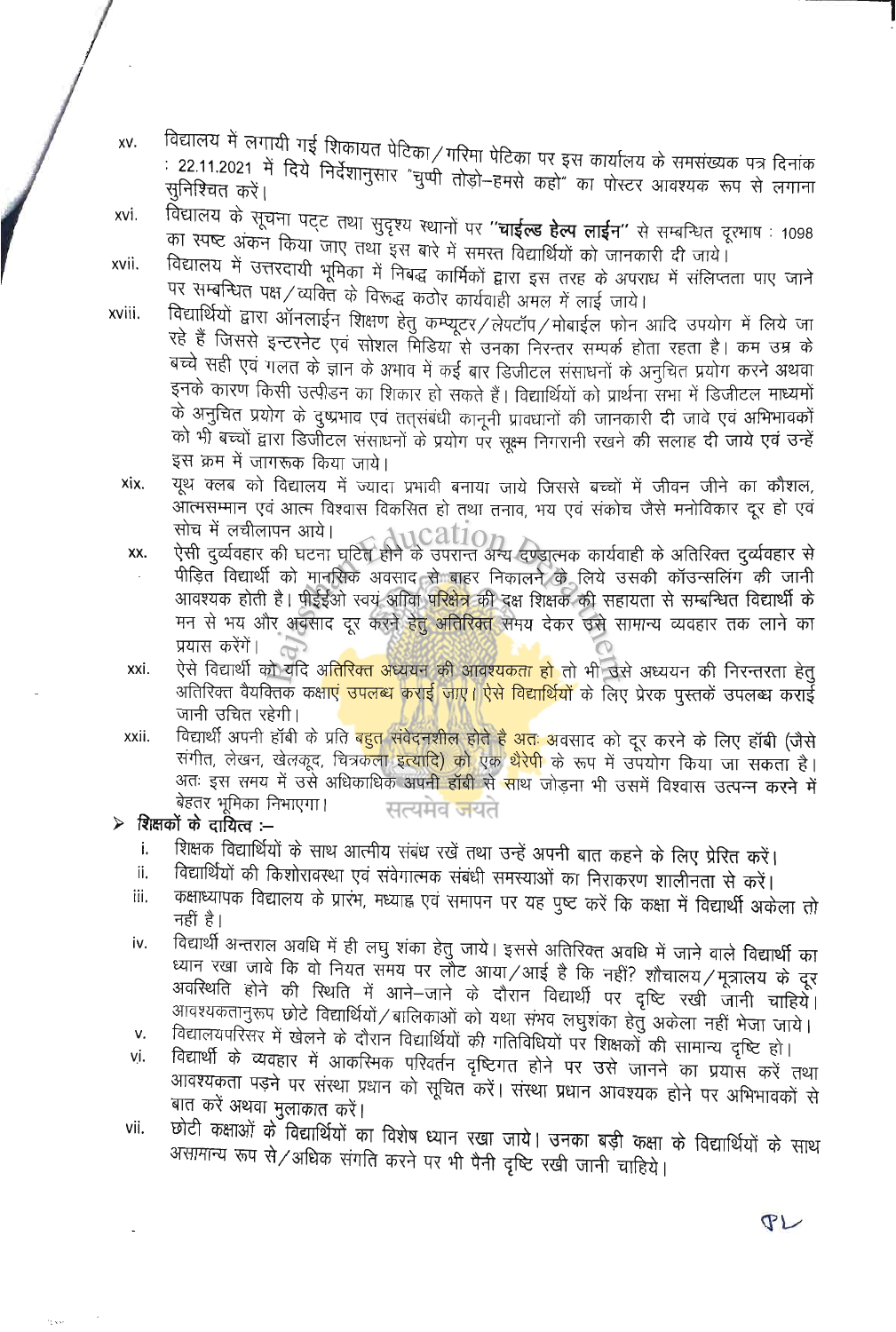xv. विद्यालय में लगायी गई शिकायत पेटिका/गरिमा पेटिका पर इस कार्यालय के समसंख्यक पत्र दिनांक : 22.11.2021 में दिये निर्देशानुसार "चुप्पी तोड़ो–हमसे कहो" का पोस्टर आवश्यक रूप से लगाना सुनिश्चित करें।

xvi. विद्यालय के सूचना पट्ट तथा सुदृश्य स्थानों पर **"चाईल्ड हेल्प लाईन"** से सम्बन्धित दूरभाष : 1098 का स्पष्ट अंकन किया जाए तथा इस बारे में समस्त विद्यार्थियों को जानकारी दी जाये।

xvii. विद्यालय में उत्तरदायी भूमिका में निबद्ध कार्मिकों द्वारा इस तरह के अपराध में संलिप्तता पाए जाने पर सम्बन्धित पक्ष/व्यक्ति के विरूद्ध कठोर कार्यवाही अमल में लाई जाये।

xviii. विद्यार्थियों द्वारा ऑनलाईन शिक्षण हेतु कम्प्यूटर/लेपटॉप/मोबाईल फोन आदि उपयोग में लिये जा रहे हैं जिससे इन्टरनेट एवं सोशल मिडिया से उनका निरन्तर सम्पर्क होता रहता है। कम उम्र के बच्चे सही एवं गलत के ज्ञान के अभाव में कई बार डिजीटल संसाधनों के अनुचित प्रयोग करने अथवा इनके कारण किसी उत्पीड़न का शिकार हो सकते हैं। विद्यार्थियों को प्रार्थना सभा में डिजीटल माध्यमों के अनुचित प्रयोग के दुष्प्रभाव एवं तत्संबंधी कानूनी प्रावधानों की जानकारी दी जावे एवं अभिभावकों को भी बच्चों द्वारा डिजीटल संसाधनों के प्रयोग पर सूक्ष्म निगरानी रखने की सलाह दी जाये एवं उन्हें इस क्रम में जागरूक किया जाये।

xix. यूथ क्लब को विद्यालय में ज्यादा प्रभावी बनाया जाये जिससे बच्चों में जीवन जीने का कौशल, आत्मसम्मान एवं आत्म विश्वास विकसित हो तथा तनाव, भय एवं संकोच जैसे मनोविकार दूर हो एवं सोच में लचीलापन आये।

xx. ऐसी दुर्व्यवहार की घटना घटित होने के उपरान्त अन्य दण्डात्मक कार्यवाही के अतिरिक्त दुर्व्यवहार से पीड़ित विद्यार्थी को मानसिक अवसाद से बाहर निकालने के लिये उसकी कॉउन्सलिंग की जानी आवश्यक होती है। पीईईओ स्वयं अथवा परिक्षेत्र की दक्ष शिक्षक की सहायता से सम्बन्धित विद्यार्थी के मन से भय और अवसाद दूर करने हेतु अतिरिक्त समय देकर उसे सामान्य व्यवहार तक लाने का प्रयास करेंगे।

xxi. ऐसे विद्यार्थी को यदि अतिरिक्त अध्ययन की आवश्यकता हो तो भी उसे अध्ययन की निरन्तरता हेतु अतिरिक्त वैयक्तिक कक्षाएं उपलब्ध कराई जाए। ऐसे विद्यार्थियों के लिए प्रेरक पुस्तकें उपलब्ध कराई जानी उचित रहेगी।

xxii. विद्यार्थी अपनी हॉबी के प्रति बहुत संवेदनशील होते है अतः अवसाद को दूर करने के लिए हॉबी (जैसे संगीत, लेखन, खेलकूद, चित्रकला इत्यादि) को एक थैरेपी के रूप में उपयोग किया जा सकता है। अतः इस समय में उसे अधिकाधिक अपनी हॉबी से साथ जोड़ना भी उसमें विश्वास उत्पन्न करने में बेहतर भूमिका निभाएगा।

➢ **शिक्षकों के दायित्व :–**

i. शिक्षक विद्यार्थियों के साथ आत्मीय संबंध रखें तथा उन्हें अपनी बात कहने के लिए प्रेरित करें।

ii. विद्यार्थियों की किशोरावस्था एवं संवेगात्मक संबंधी समस्याओं का निराकरण शालीनता से करें।

iii. कक्षाध्यापक विद्यालय के प्रारंभ, मध्याह्न एवं समापन पर यह पुष्ट करें कि कक्षा में विद्यार्थी अकेला तो नहीं है।

iv. विद्यार्थी अन्तराल अवधि में ही लघु शंका हेतु जाये। इससे अतिरिक्त अवधि में जाने वाले विद्यार्थी का ध्यान रखा जावे कि वो नियत समय पर लौट आया/आई है कि नहीं? शौचालय/मूत्रालय के दूर अवस्थिति होने की स्थिति में आने–जाने के दौरान विद्यार्थी पर दृष्टि रखी जानी चाहिये। आवश्यकतानुरूप छोटे विद्यार्थियों/बालिकाओं को यथा संभव लघुशंका हेतु अकेला नहीं भेजा जाये।

v. विद्यालयपरिसर में खेलने के दौरान विद्यार्थियों की गतिविधियों पर शिक्षकों की सामान्य दृष्टि हो।

vi. विद्यार्थी के व्यवहार में आकस्मिक परिवर्तन दृष्टिगत होने पर उसे जानने का प्रयास करें तथा आवश्यकता पड़ने पर संस्था प्रधान को सूचित करें। संस्था प्रधान आवश्यक होने पर अभिभावकों से बात करें अथवा मुलाकात करें।

vii. छोटी कक्षाओं के विद्यार्थियों का विशेष ध्यान रखा जाये। उनका बड़ी कक्षा के विद्यार्थियों के साथ असामान्य रूप से/अधिक संगति करने पर भी पैनी दृष्टि रखी जानी चाहिये।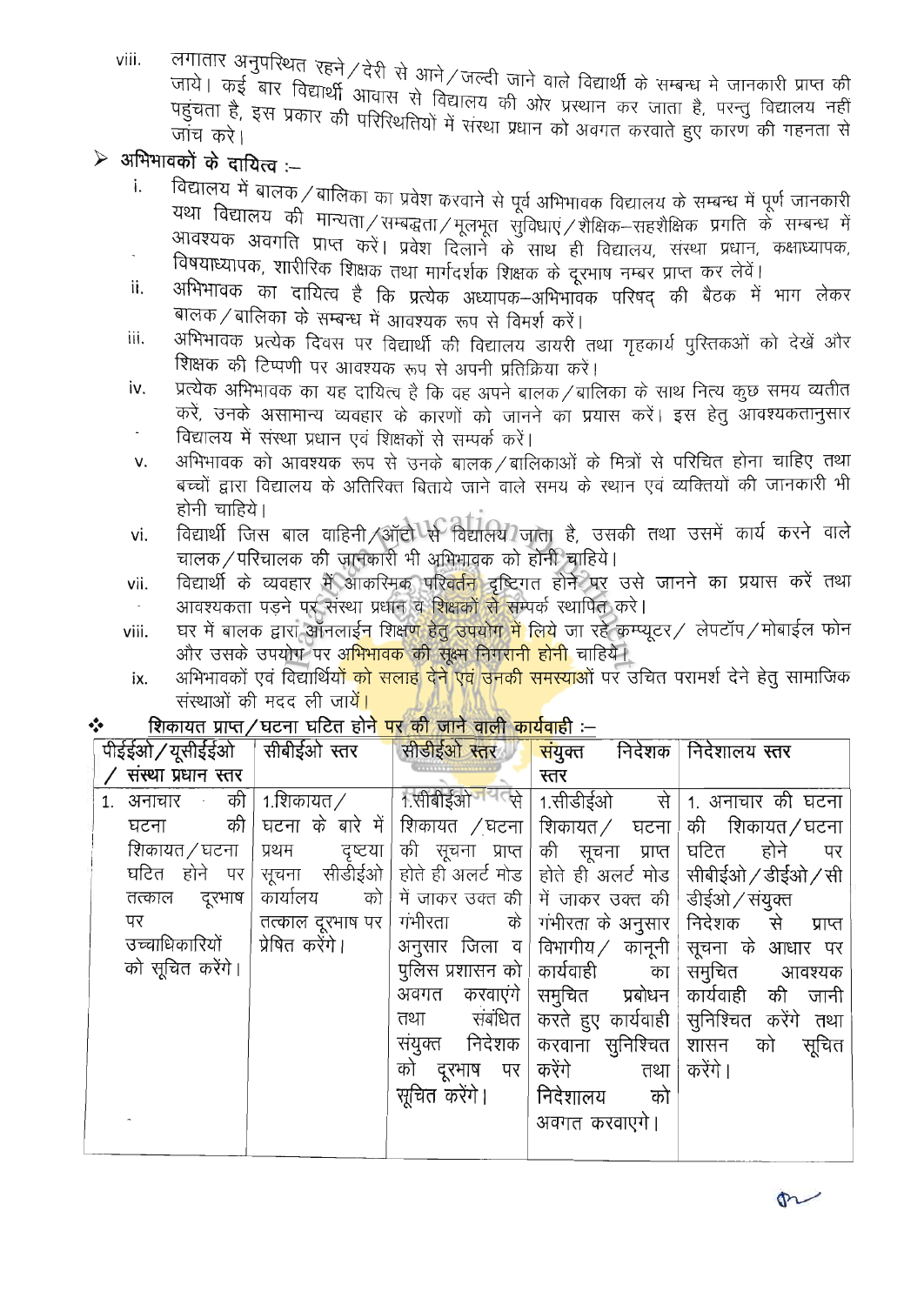viii. लगातार अनुपस्थित रहने/देरी से आने/जल्दी जाने वाले विद्यार्थी के सम्बन्ध मे जानकारी प्राप्त की जाये। कई बार विद्यार्थी आवास से विद्यालय की ओर प्रस्थान कर जाता है, परन्तु विद्यालय नहीं पहुंचता है, इस प्रकार की परिरिथतियों में संस्था प्रधान को अवगत करवाते हुए कारण की गहनता से जांच करे।

➢ **अभिभावकों के दायित्व :–**

i. विद्यालय में बालक/बालिका का प्रवेश करवाने से पूर्व अभिभावक विद्यालय के सम्बन्ध में पूर्ण जानकारी यथा विद्यालय की मान्यता/सम्बद्धता/मूलभूत सुविधाएं/शैक्षिक–सहशैक्षिक प्रगति के सम्बन्ध में आवश्यक अवगति प्राप्त करें। प्रवेश दिलाने के साथ ही विद्यालय, संस्था प्रधान, कक्षाध्यापक, विषयाध्यापक, शारीरिक शिक्षक तथा मार्गदर्शक शिक्षक के दूरभाष नम्बर प्राप्त कर लेवें।

ii. अभिभावक का दायित्व है कि प्रत्येक अध्यापक–अभिभावक परिषद् की बैठक में भाग लेकर बालक/बालिका के सम्बन्ध में आवश्यक रूप से विमर्श करें।

iii. अभिभावक प्रत्येक दिवस पर विद्यार्थी की विद्यालय डायरी तथा गृहकार्य पुस्तिकाओं को देखें और शिक्षक की टिप्पणी पर आवश्यक रूप से अपनी प्रतिक्रिया करें।

iv. प्रत्येक अभिभावक का यह दायित्व है कि वह अपने बालक/बालिका के साथ नित्य कुछ समय व्यतीत करें, उनके असामान्य व्यवहार के कारणों को जानने का प्रयास करें। इस हेतु आवश्यकतानुसार विद्यालय में संस्था प्रधान एवं शिक्षकों से सम्पर्क करें।

v. अभिभावक को आवश्यक रूप से उनके बालक/बालिकाओं के मित्रों से परिचित होना चाहिए तथा बच्चों द्वारा विद्यालय के अतिरिक्त बिताये जाने वाले समय के स्थान एवं व्यक्तियों की जानकारी भी होनी चाहिये।

vi. विद्यार्थी जिस बाल वाहिनी/ऑटो से विद्यालय जाता है, उसकी तथा उसमें कार्य करने वाले चालक/परिचालक की जानकारी भी अभिभावक को होनी चाहिये।

vii. विद्यार्थी के व्यवहार में आकस्मिक परिवर्तन दृष्टिगत होने पर उसे जानने का प्रयास करें तथा आवश्यकता पड़ने पर संस्था प्रधान व शिक्षकों से सम्पर्क स्थापित करे।

viii. घर में बालक द्वारा ऑनलाईन शिक्षण हेतु उपयोग में लिये जा रहे कम्प्यूटर/ लेपटॉप/मोबाईल फोन और उसके उपयोग पर अभिभावक की सूक्ष्म निगरानी होनी चाहिये।

ix. अभिभावकों एवं विद्यार्थियों को सलाह देने एवं उनकी समस्याओं पर उचित परामर्श देने हेतु सामाजिक संस्थाओं की मदद ली जायें।

❖ **शिकायत प्राप्त/घटना घटित होने पर की जाने वाली कार्यवाही :–**

| पीईईओ/यूसीईईओ / संस्था प्रधान स्तर | सीबीईओ स्तर | सीडीईओ स्तर | संयुक्त निदेशक स्तर | निदेशालय स्तर |
|---|---|---|---|---|
| 1. अनाचार की घटना की शिकायत/घटना घटित होने पर तत्काल दूरभाष पर उच्चाधिकारियों को सूचित करेंगे। | 1.शिकायत/ घटना के बारे में प्रथम दृष्टया सूचना सीडीईओ कार्यालय को तत्काल दूरभाष पर प्रेषित करेंगे। | 1.सीबीईओ से शिकायत /घटना की सूचना प्राप्त होते ही अलर्ट मोड में जाकर उक्त की गंभीरता के अनुसार जिला व पुलिस प्रशासन को अवगत करवाएंगे तथा संबंधित संयुक्त निदेशक को दूरभाष पर सूचित करेंगे। | 1.सीडीईओ से शिकायत/ घटना की सूचना प्राप्त होते ही अलर्ट मोड में जाकर उक्त की गंभीरता के अनुसार विभागीय/ कानूनी कार्यवाही का समुचित प्रबोधन करते हुए कार्यवाही करवाना सुनिश्चित करेंगे तथा निदेशालय को अवगत करवाएगे। | 1. अनाचार की घटना की शिकायत/घटना घटित होने पर सीबीईओ/डीईओ/सीडीईओ/संयुक्त निदेशक से प्राप्त सूचना के आधार पर समुचित आवश्यक कार्यवाही की जानी सुनिश्चित करेंगे तथा शासन को सूचित करेंगे। |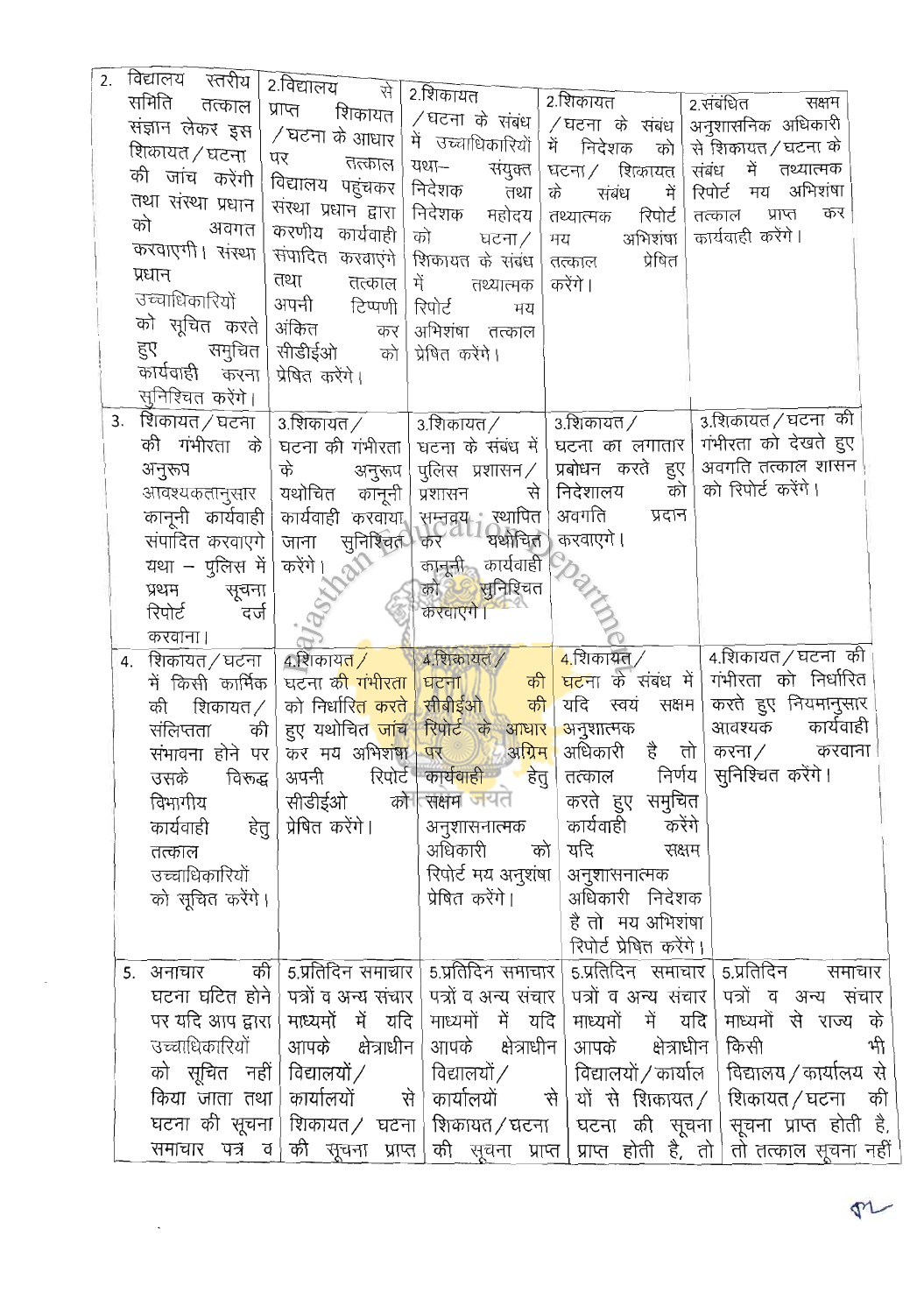| | | | | |
|---|---|---|---|---|
| 2. विद्यालय स्तरीय समिति तत्काल संज्ञान लेकर इस शिकायत/घटना की जांच करेगी तथा संस्था प्रधान को अवगत करवाएगी। संस्था प्रधान उच्चाधिकारियों को सूचित करते हुए समुचित कार्यवाही करना सुनिश्चित करेंगे। | 2.विद्यालय से प्राप्त शिकायत/घटना के आधार पर तत्काल विद्यालय पहुंचकर संस्था प्रधान द्वारा करणीय कार्यवाही संपादित करवाएंगे तथा तत्काल अपनी टिप्पणी अंकित कर सीडीईओ को प्रेषित करेंगे। | 2.शिकायत/घटना के संबंध में उच्चाधिकारियों यथा– संयुक्त निदेशक तथा निदेशक महोदय को घटना/शिकायत के संबंध में तथ्यात्मक रिपोर्ट मय अभिशंषा तत्काल प्रेषित करेंगे। | 2.शिकायत/घटना के संबंध में निदेशक को घटना/ शिकायत के संबंध में तथ्यात्मक रिपोर्ट मय अभिशंषा तत्काल प्रेषित करेंगे। | 2.संबंधित सक्षम अनुशासनिक अधिकारी से शिकायत/घटना के संबंध में तथ्यात्मक रिपोर्ट मय अभिशंषा तत्काल प्राप्त कर कार्यवाही करेंगे। |
| 3. शिकायत/घटना की गंभीरता के अनुरूप आवश्यकतानुसार कानूनी कार्यवाही संपादित करवाएगे यथा – पुलिस में प्रथम सूचना रिपोर्ट दर्ज करवाना। | 3.शिकायत/ घटना की गंभीरता के अनुरूप यथोचित कानूनी कार्यवाही करवाया जाना सुनिश्चित करेंगे। | 3.शिकायत/ घटना के संबंध में पुलिस प्रशासन/ प्रशासन से सम्नवय स्थापित कर यथोचित कानूनी कार्यवाही को सुनिश्चित करवाएंगे। | 3.शिकायत/ घटना का लगातार प्रबोधन करते हुए निदेशालय को अवगति प्रदान करवाएगे। | 3.शिकायत/घटना की गंभीरता को देखते हुए अवगति तत्काल शासन को रिपोर्ट करेंगे। |
| 4. शिकायत/घटना में किसी कार्मिक की शिकायत/ संलिप्तता की संभावना होने पर उसके विरुद्ध विभागीय कार्यवाही हेतु तत्काल उच्चाधिकारियों को सूचित करेंगे। | 4.शिकायत/ घटना की गंभीरता को निर्धारित करते हुए यथोचित जांच कर मय अभिशंषा अपनी रिपोर्ट सीडीईओ को प्रेषित करेंगे। | 4.शिकायत/ घटना की सीबीईओ की रिपोर्ट के आधार पर अग्रिम कार्यवाही हेतु सक्षम अनुशासनात्मक अधिकारी को रिपोर्ट मय अनुशंषा प्रेषित करेंगे। | 4.शिकायत/ घटना के संबंध में यदि स्वयं सक्षम अनुशात्मक अधिकारी है तो तत्काल निर्णय करते हुए समुचित कार्यवाही करेंगे यदि सक्षम अनुशासनात्मक अधिकारी निदेशक है तो मय अभिशंषा रिपोर्ट प्रेषित करेंगे। | 4.शिकायत/घटना की गंभीरता को निर्धारित करते हुए नियमानुसार आवश्यक कार्यवाही करना/ करवाना सुनिश्चित करेंगे। |
| 5. अनाचार की घटना घटित होने पर यदि आप द्वारा उच्चाधिकारियों को सूचित नहीं किया जाता तथा घटना की सूचना समाचार पत्र व | 5.प्रतिदिन समाचार पत्रों व अन्य संचार माध्यमों में यदि आपके क्षेत्राधीन विद्यालयों/ कार्यालयों से शिकायत/ घटना की सूचना प्राप्त | 5.प्रतिदिन समाचार पत्रों व अन्य संचार माध्यमों में यदि आपके क्षेत्राधीन विद्यालयों/ कार्यालयों से शिकायत/घटना की सूचना प्राप्त | 5.प्रतिदिन समाचार पत्रों व अन्य संचार माध्यमों में यदि आपके क्षेत्राधीन विद्यालयों/कार्यालयों से शिकायत/ घटना की सूचना प्राप्त होती है, तो | 5.प्रतिदिन समाचार पत्रों व अन्य संचार माध्यमों से राज्य के किसी भी विद्यालय/कार्यालय से शिकायत/घटना की सूचना प्राप्त होती है, तो तत्काल सूचना नहीं |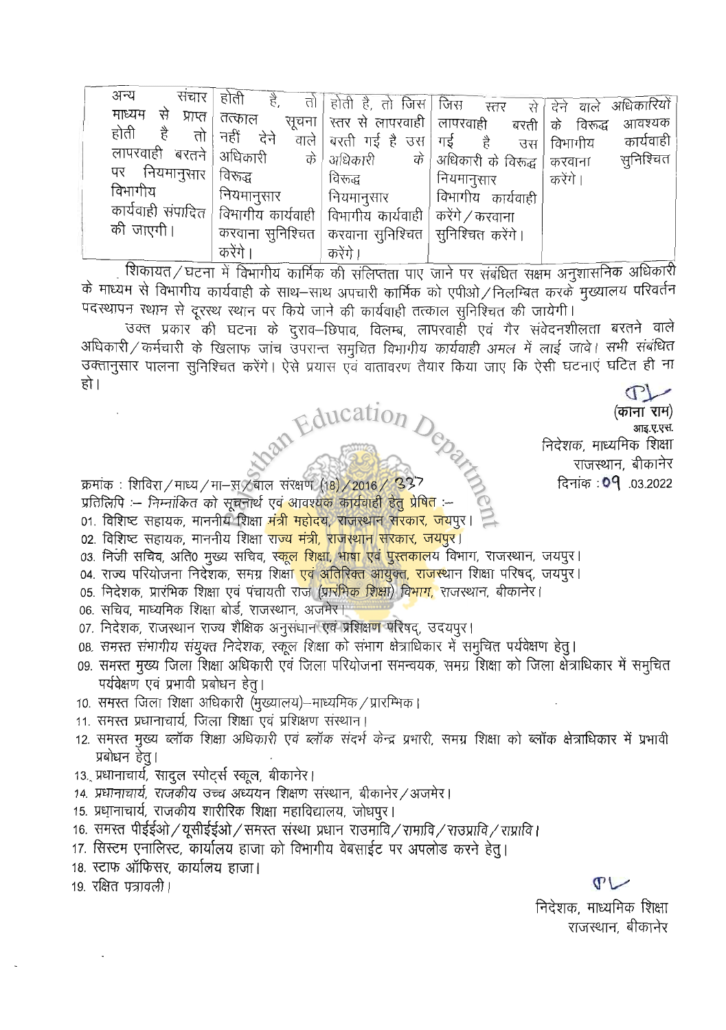| | | | | |
|---|---|---|---|---|
| अन्य संचार माध्यम से प्राप्त होती है तो लापरवाही बरतने पर नियमानुसार विभागीय कार्यवाही संपादित की जाएगी। | होती है, तो तत्काल सूचना नहीं देने वाले अधिकारी के विरूद्ध नियमानुसार विभागीय कार्यवाही करवाना सुनिश्चित करेंगे। | होती है, तो जिस स्तर से लापरवाही बरती गई है उस अधिकारी के विरूद्ध नियमानुसार विभागीय कार्यवाही करवाना सुनिश्चित करेंगे। | जिस स्तर से लापरवाही बरती गई है उस अधिकारी के विरूद्ध नियमानुसार विभागीय कार्यवाही करेंगे/करवाना सुनिश्चित करेंगे। | देने वाले अधिकारियों के विरूद्ध आवश्यक विभागीय कार्यवाही करवाना सुनिश्चित करेंगे। |

शिकायत/घटना में विभागीय कार्मिक की संलिप्तता पाए जाने पर संबंधित सक्षम अनुशासनिक अधिकारी के माध्यम से विभागीय कार्यवाही के साथ-साथ अपचारी कार्मिक को एपीओ/निलम्बित करके मुख्यालय परिवर्तन पदस्थापन स्थान से दूरस्थ स्थान पर किये जाने की कार्यवाही तत्काल सुनिश्चित की जायेगी।

उक्त प्रकार की घटना के दुराव-छिपाव, विलम्ब, लापरवाही एवं गैर संवेदनशीलता बरतने वाले अधिकारी/कर्मचारी के खिलाफ जांच उपरान्त समुचित विभागीय कार्यवाही अमल में लाई जावे। सभी संबंधित उक्तानुसार पालना सुनिश्चित करेंगे। ऐसे प्रयास एवं वातावरण तैयार किया जाए कि ऐसी घटनाएं घटित ही ना हो।

(काना राम)
आइ.ए.एस.
निदेशक, माध्यमिक शिक्षा
राजस्थान, बीकानेर

क्रमांक : शिविरा/माध्य/मा-स/बाल संरक्षण (18)/2016/337 दिनांक : 09.03.2022

प्रतिलिपि :- निम्नांकित को सूचनार्थ एवं आवश्यक कार्यवाही हेतु प्रेषित :-

01. विशिष्ट सहायक, माननीय शिक्षा मंत्री महोदय, राजस्थान सरकार, जयपुर।
02. विशिष्ट सहायक, माननीय शिक्षा राज्य मंत्री, राजस्थान सरकार, जयपुर।
03. निजी सचिव, अति० मुख्य सचिव, स्कूल शिक्षा, भाषा एवं पुस्तकालय विभाग, राजस्थान, जयपुर।
04. राज्य परियोजना निदेशक, समग्र शिक्षा एवं अतिरिक्त आयुक्त, राजस्थान शिक्षा परिषद्, जयपुर।
05. निदेशक, प्रारंभिक शिक्षा एवं पंचायती राज (प्रारंभिक शिक्षा) विभाग, राजस्थान, बीकानेर।
06. सचिव, माध्यमिक शिक्षा बोर्ड, राजस्थान, अजमेर।
07. निदेशक, राजस्थान राज्य शैक्षिक अनुसंधान एवं प्रशिक्षण परिषद्, उदयपुर।
08. समस्त संभागीय संयुक्त निदेशक, स्कूल शिक्षा को संभाग क्षेत्राधिकार में समुचित पर्यवेक्षण हेतु।
09. समस्त मुख्य जिला शिक्षा अधिकारी एवं जिला परियोजना समन्वयक, समग्र शिक्षा को जिला क्षेत्राधिकार में समुचित पर्यवेक्षण एवं प्रभावी प्रबोधन हेतु।
10. समस्त जिला शिक्षा अधिकारी (मुख्यालय)-माध्यमिक/प्रारम्भिक।
11. समस्त प्रधानाचार्य, जिला शिक्षा एवं प्रशिक्षण संस्थान।
12. समस्त मुख्य ब्लॉक शिक्षा अधिकारी एवं ब्लॉक संदर्भ केन्द्र प्रभारी, समग्र शिक्षा को ब्लॉक क्षेत्राधिकार में प्रभावी प्रबोधन हेतु।
13. प्रधानाचार्य, सादुल स्पोर्ट्स स्कूल, बीकानेर।
14. प्रधानाचार्य, राजकीय उच्च अध्ययन शिक्षण संस्थान, बीकानेर/अजमेर।
15. प्रधानाचार्य, राजकीय शारीरिक शिक्षा महाविद्यालय, जोधपुर।
16. समस्त पीईईओ/यूसीईईओ/समस्त संस्था प्रधान राउमावि/रामावि/राउप्रावि/राप्रावि।
17. सिस्टम एनालिस्ट, कार्यालय हाजा को विभागीय वेबसाईट पर अपलोड करने हेतु।
18. स्टाफ ऑफिसर, कार्यालय हाजा।
19. रक्षित पत्रावली।

निदेशक, माध्यमिक शिक्षा
राजस्थान, बीकानेर